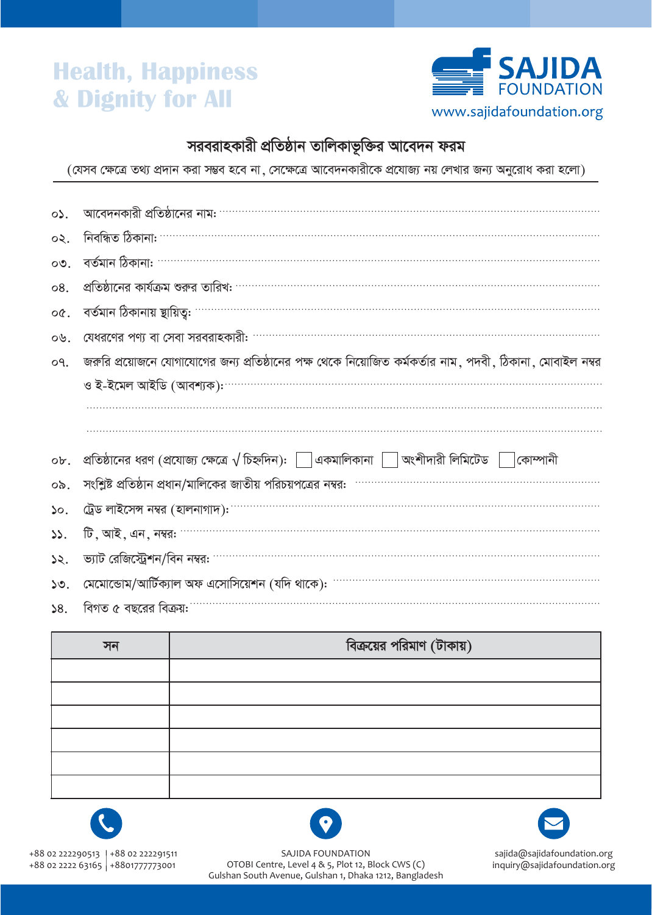Health, Happiness
& Dignity for All

SAJIDA FOUNDATION
www.sajidafoundation.org

## সরবরাহকারী প্রতিষ্ঠান তালিকাভূক্তির আবেদন ফরম

(যেসব ক্ষেত্রে তথ্য প্রদান করা সম্ভব হবে না, সেক্ষেত্রে আবেদনকারীকে প্রযোজ্য নয় লেখার জন্য অনুরোধ করা হলো)

০১. আবেদনকারী প্রতিষ্ঠানের নাম: ..............................................................................................................

০২. নিবন্ধিত ঠিকানা: ..............................................................................................................

০৩. বর্তমান ঠিকানা: ..............................................................................................................

০৪. প্রতিষ্ঠানের কার্যক্রম শুরুর তারিখ: ..............................................................................................................

০৫. বর্তমান ঠিকানায় স্থায়িত্ব: ..............................................................................................................

০৬. যেধরণের পণ্য বা সেবা সরবরাহকারী: ..............................................................................................................

০৭. জরুরি প্রয়োজনে যোগাযোগের জন্য প্রতিষ্ঠানের পক্ষ থেকে নিয়োজিত কর্মকর্তার নাম, পদবী, ঠিকানা, মোবাইল নম্বর ও ই-মেইল আইডি (আবশ্যক): ..............................................................................................................

..............................................................................................................

..............................................................................................................

০৮. প্রতিষ্ঠানের ধরণ (প্রযোজ্য ক্ষেত্রে √ চিহ্নদিন): ☐ একমালিকানা ☐ অংশীদারী লিমিটেড ☐ কোম্পানী

০৯. সংশ্লিষ্ট প্রতিষ্ঠান প্রধান/মালিকের জাতীয় পরিচয়পত্রের নম্বর: ..............................................................................................................

১০. ট্রেড লাইসেন্স নম্বর (হালনাগাদ): ..............................................................................................................

১১. টি, আই, এন, নম্বর: ..............................................................................................................

১২. ভ্যাট রেজিস্ট্রেশন/বিন নম্বর: ..............................................................................................................

১৩. মেমোরেন্ডাম/আর্টিক্যাল অফ এসোসিয়েশন (যদি থাকে): ..............................................................................................................

১৪. বিগত ৫ বছরের বিক্রয়: ..............................................................................................................

| সন | বিক্রয়ের পরিমাণ (টাকায়) |
|---|---|
| | |
| | |
| | |
| | |
| | |
| | |

+88 02 222290513 | +88 02 222291511
+88 02 2222 63165 | +8801777773001

SAJIDA FOUNDATION
OTOBI Centre, Level 4 & 5, Plot 12, Block CWS (C)
Gulshan South Avenue, Gulshan 1, Dhaka 1212, Bangladesh

sajida@sajidafoundation.org
inquiry@sajidafoundation.org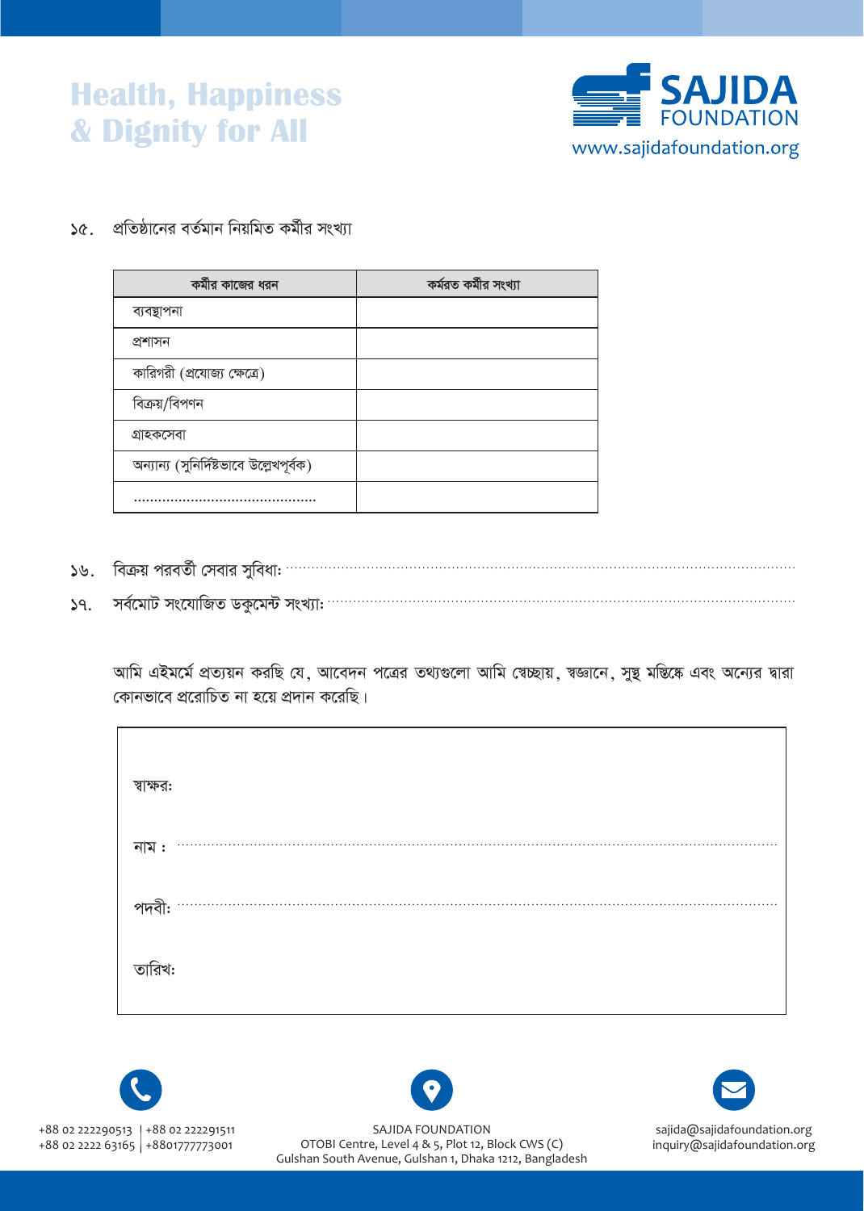১৫. প্রতিষ্ঠানের বর্তমান নিয়মিত কর্মীর সংখ্যা

| কর্মীর কাজের ধরন | কর্মরত কর্মীর সংখ্যা |
| --- | --- |
| ব্যবস্থাপনা | |
| প্রশাসন | |
| কারিগরী (প্রযোজ্য ক্ষেত্রে) | |
| বিক্রয়/বিপণন | |
| গ্রাহকসেবা | |
| অন্যান্য (সুনির্দিষ্টভাবে উল্লেখপূর্বক) | |
| ............................................ | |

১৬. বিক্রয় পরবর্তী সেবার সুবিধা: ............................................................................................................

১৭. সর্বমোট সংযোজিত ডকুমেন্ট সংখ্যা: ............................................................................................................

আমি এইমর্মে প্রত্যয়ন করছি যে, আবেদন পত্রের তথ্যগুলো আমি স্বেচ্ছায়, স্বজ্ঞানে, সুস্থ মস্তিষ্কে এবং অন্যের দ্বারা কোনভাবে প্ররোচিত না হয়ে প্রদান করেছি।

স্বাক্ষর:

নাম : ............................................................................................................

পদবী: ............................................................................................................

তারিখ: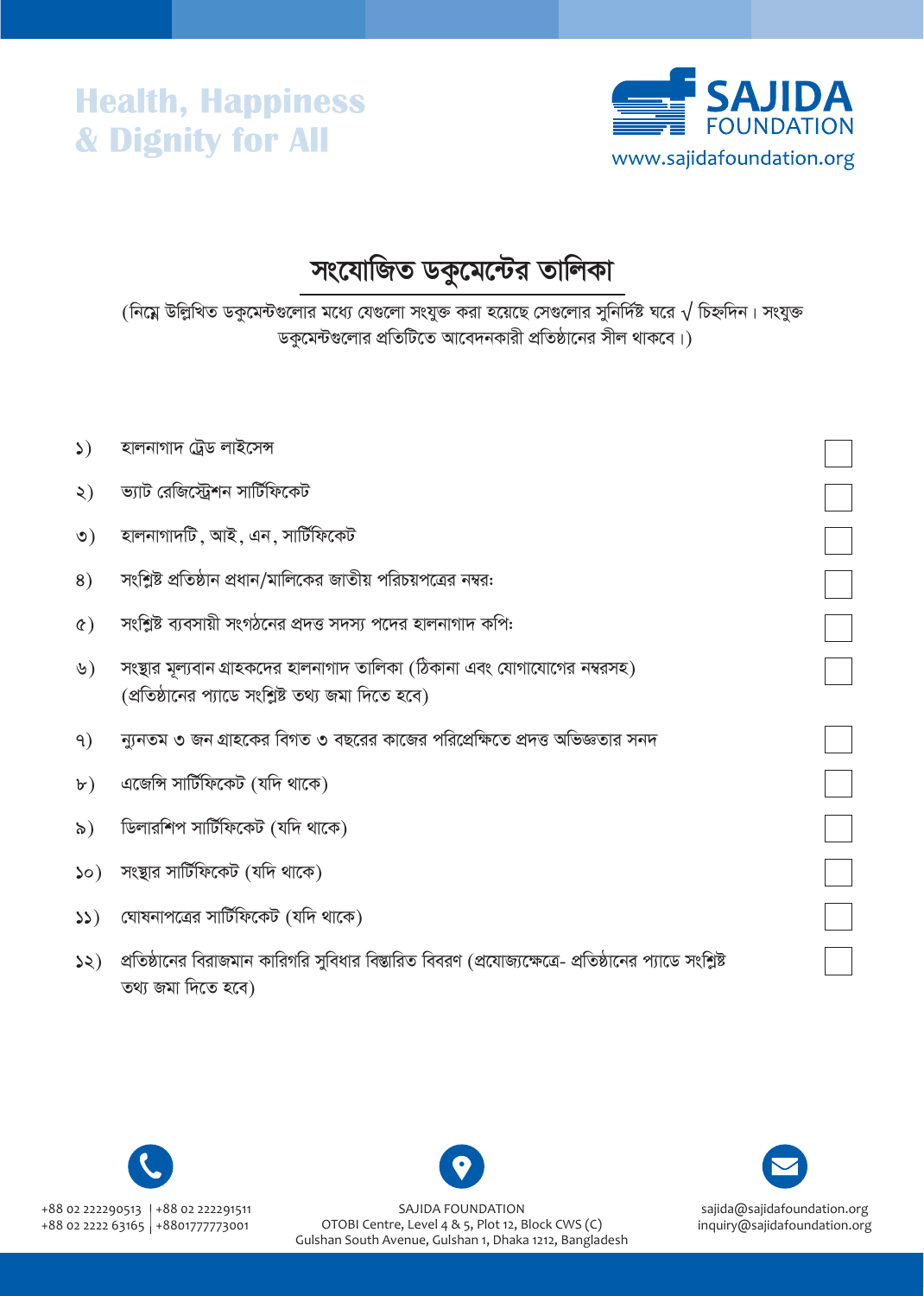Health, Happiness & Dignity for All

SAJIDA FOUNDATION
www.sajidafoundation.org

# সংযোজিত ডকুমেন্টের তালিকা

(নিম্নে উল্লিখিত ডকুমেন্টগুলোর মধ্যে যেগুলো সংযুক্ত করা হয়েছে সেগুলোর সুনির্দিষ্ট ঘরে √ চিহ্নদিন। সংযুক্ত ডকুমেন্টগুলোর প্রতিটিতে আবেদনকারী প্রতিষ্ঠানের সীল থাকবে।)

| | | |
|---|---|---|
| ১) | হালনাগাদ ট্রেড লাইসেন্স | ☐ |
| ২) | ভ্যাট রেজিস্ট্রেশন সার্টিফিকেট | ☐ |
| ৩) | হালনাগাদটি, আই, এন, সার্টিফিকেট | ☐ |
| ৪) | সংশ্লিষ্ট প্রতিষ্ঠান প্রধান/মালিকের জাতীয় পরিচয়পত্রের নম্বর: | ☐ |
| ৫) | সংশ্লিষ্ট ব্যবসায়ী সংগঠনের প্রদত্ত সদস্য পদের হালনাগাদ কপি: | ☐ |
| ৬) | সংস্থার মূল্যবান গ্রাহকদের হালনাগাদ তালিকা (ঠিকানা এবং যোগাযোগের নম্বরসহ) (প্রতিষ্ঠানের প্যাডে সংশ্লিষ্ট তথ্য জমা দিতে হবে) | ☐ |
| ৭) | ন্যুনতম ৩ জন গ্রাহকের বিগত ৩ বছরের কাজের পরিপ্রেক্ষিতে প্রদত্ত অভিজ্ঞতার সনদ | ☐ |
| ৮) | এজেন্সি সার্টিফিকেট (যদি থাকে) | ☐ |
| ৯) | ডিলারশিপ সার্টিফিকেট (যদি থাকে) | ☐ |
| ১০) | সংস্থার সার্টিফিকেট (যদি থাকে) | ☐ |
| ১১) | ঘোষনাপত্রের সার্টিফিকেট (যদি থাকে) | ☐ |
| ১২) | প্রতিষ্ঠানের বিরাজমান কারিগরি সুবিধার বিস্তারিত বিবরণ (প্রযোজ্যক্ষেত্রে- প্রতিষ্ঠানের প্যাডে সংশ্লিষ্ট তথ্য জমা দিতে হবে) | ☐ |

+88 02 222290513 | +88 02 222291511
+88 02 2222 63165 | +8801777773001

SAJIDA FOUNDATION
OTOBI Centre, Level 4 & 5, Plot 12, Block CWS (C)
Gulshan South Avenue, Gulshan 1, Dhaka 1212, Bangladesh

sajida@sajidafoundation.org
inquiry@sajidafoundation.org